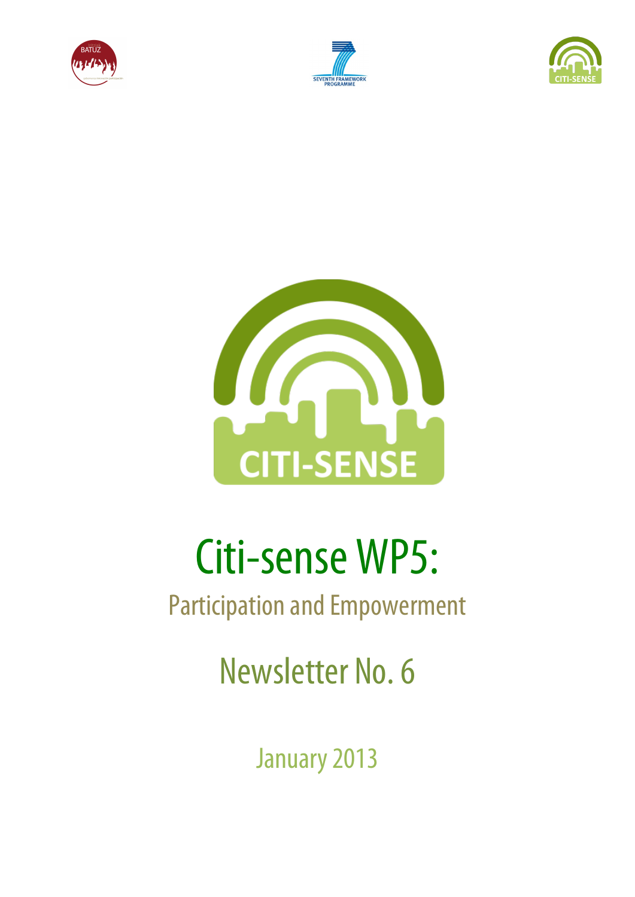# Citi-sense WP5:

## Participation and Empowerment

## Newsletter No. 6

January 2013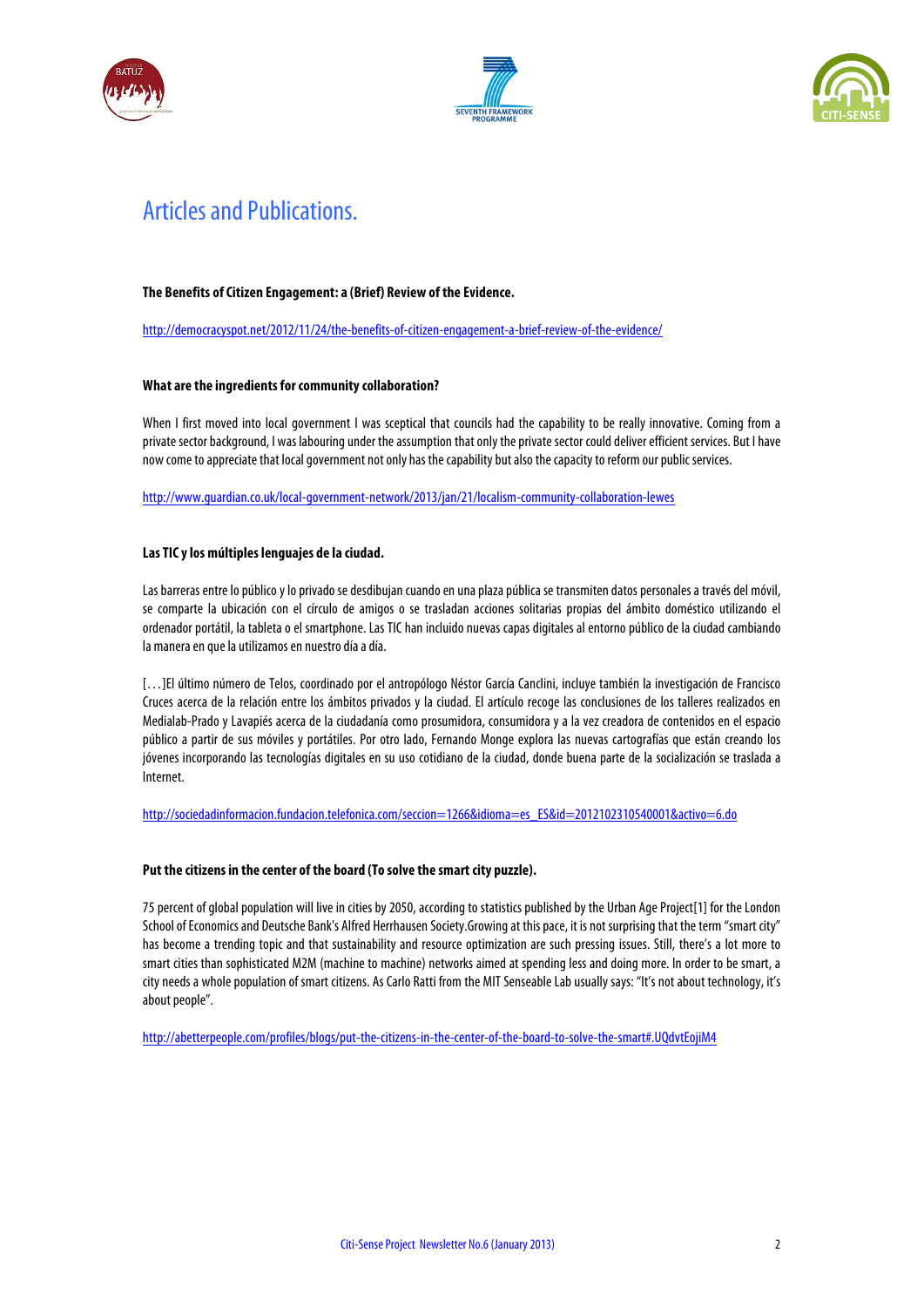# Articles and Publications.

**The Benefits of Citizen Engagement: a (Brief) Review of the Evidence.**

http://democracyspot.net/2012/11/24/the-benefits-of-citizen-engagement-a-brief-review-of-the-evidence/

**What are the ingredients for community collaboration?**

When I first moved into local government I was sceptical that councils had the capability to be really innovative. Coming from a private sector background, I was labouring under the assumption that only the private sector could deliver efficient services. But I have now come to appreciate that local government not only has the capability but also the capacity to reform our public services.

http://www.guardian.co.uk/local-government-network/2013/jan/21/localism-community-collaboration-lewes

**Las TIC y los múltiples lenguajes de la ciudad.**

Las barreras entre lo público y lo privado se desdibujan cuando en una plaza pública se transmiten datos personales a través del móvil, se comparte la ubicación con el círculo de amigos o se trasladan acciones solitarias propias del ámbito doméstico utilizando el ordenador portátil, la tableta o el smartphone. Las TIC han incluido nuevas capas digitales al entorno público de la ciudad cambiando la manera en que la utilizamos en nuestro día a día.

[…]El último número de Telos, coordinado por el antropólogo Néstor García Canclini, incluye también la investigación de Francisco Cruces acerca de la relación entre los ámbitos privados y la ciudad. El artículo recoge las conclusiones de los talleres realizados en Medialab-Prado y Lavapiés acerca de la ciudadanía como prosumidora, consumidora y a la vez creadora de contenidos en el espacio público a partir de sus móviles y portátiles. Por otro lado, Fernando Monge explora las nuevas cartografías que están creando los jóvenes incorporando las tecnologías digitales en su uso cotidiano de la ciudad, donde buena parte de la socialización se traslada a Internet.

http://sociedadinformacion.fundacion.telefonica.com/seccion=1266&idioma=es_ES&id=2012102310540001&activo=6.do

**Put the citizens in the center of the board (To solve the smart city puzzle).**

75 percent of global population will live in cities by 2050, according to statistics published by the Urban Age Project[1] for the London School of Economics and Deutsche Bank's Alfred Herrhausen Society.Growing at this pace, it is not surprising that the term "smart city" has become a trending topic and that sustainability and resource optimization are such pressing issues. Still, there's a lot more to smart cities than sophisticated M2M (machine to machine) networks aimed at spending less and doing more. In order to be smart, a city needs a whole population of smart citizens. As Carlo Ratti from the MIT Senseable Lab usually says: "It's not about technology, it's about people".

http://abetterpeople.com/profiles/blogs/put-the-citizens-in-the-center-of-the-board-to-solve-the-smart#.UQdvtEojiM4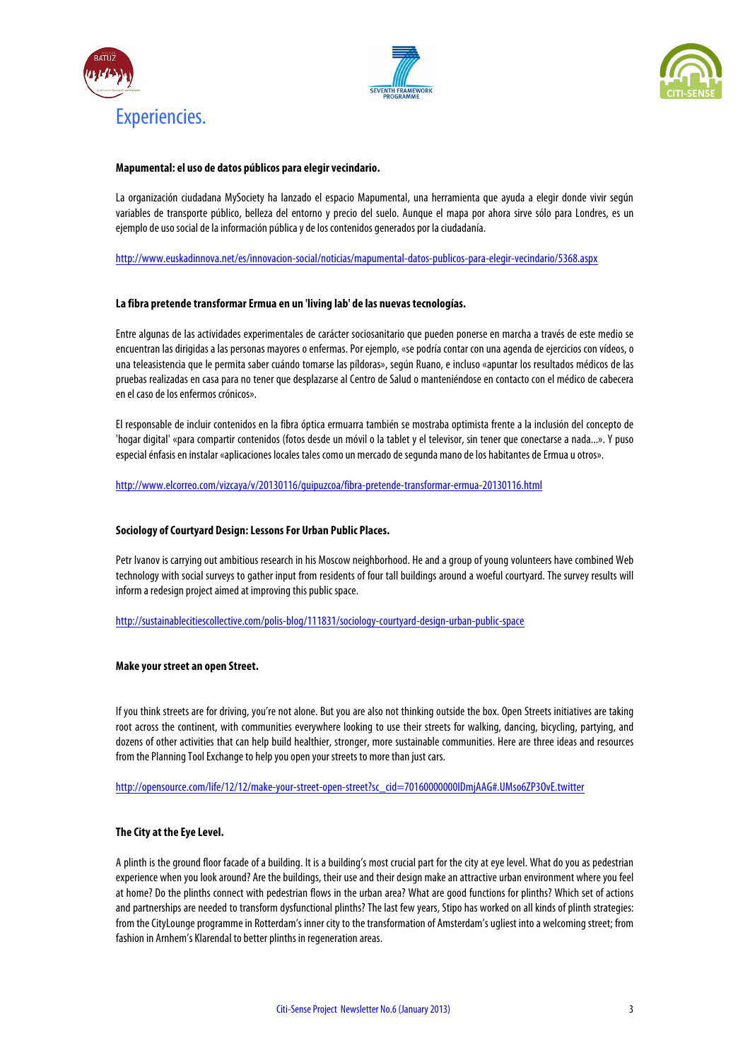# Experiencies.

**Mapumental: el uso de datos públicos para elegir vecindario.**

La organización ciudadana MySociety ha lanzado el espacio Mapumental, una herramienta que ayuda a elegir donde vivir según variables de transporte público, belleza del entorno y precio del suelo. Aunque el mapa por ahora sirve sólo para Londres, es un ejemplo de uso social de la información pública y de los contenidos generados por la ciudadanía.

http://www.euskadinnova.net/es/innovacion-social/noticias/mapumental-datos-publicos-para-elegir-vecindario/5368.aspx

**La fibra pretende transformar Ermua en un 'living lab' de las nuevas tecnologías.**

Entre algunas de las actividades experimentales de carácter sociosanitario que pueden ponerse en marcha a través de este medio se encuentran las dirigidas a las personas mayores o enfermas. Por ejemplo, «se podría contar con una agenda de ejercicios con vídeos, o una teleasistencia que le permita saber cuándo tomarse las píldoras», según Ruano, e incluso «apuntar los resultados médicos de las pruebas realizadas en casa para no tener que desplazarse al Centro de Salud o manteniéndose en contacto con el médico de cabecera en el caso de los enfermos crónicos».

El responsable de incluir contenidos en la fibra óptica ermuarra también se mostraba optimista frente a la inclusión del concepto de 'hogar digital' «para compartir contenidos (fotos desde un móvil o la tablet y el televisor, sin tener que conectarse a nada...». Y puso especial énfasis en instalar «aplicaciones locales tales como un mercado de segunda mano de los habitantes de Ermua u otros».

http://www.elcorreo.com/vizcaya/v/20130116/guipuzcoa/fibra-pretende-transformar-ermua-20130116.html

**Sociology of Courtyard Design: Lessons For Urban Public Places.**

Petr Ivanov is carrying out ambitious research in his Moscow neighborhood. He and a group of young volunteers have combined Web technology with social surveys to gather input from residents of four tall buildings around a woeful courtyard. The survey results will inform a redesign project aimed at improving this public space.

http://sustainablecitiescollective.com/polis-blog/111831/sociology-courtyard-design-urban-public-space

**Make your street an open Street.**

If you think streets are for driving, you're not alone. But you are also not thinking outside the box. Open Streets initiatives are taking root across the continent, with communities everywhere looking to use their streets for walking, dancing, bicycling, partying, and dozens of other activities that can help build healthier, stronger, more sustainable communities. Here are three ideas and resources from the Planning Tool Exchange to help you open your streets to more than just cars.

http://opensource.com/life/12/12/make-your-street-open-street?sc_cid=70160000000IDmjAAG#.UMso6ZP3OvE.twitter

**The City at the Eye Level.**

A plinth is the ground floor facade of a building. It is a building's most crucial part for the city at eye level. What do you as pedestrian experience when you look around? Are the buildings, their use and their design make an attractive urban environment where you feel at home? Do the plinths connect with pedestrian flows in the urban area? What are good functions for plinths? Which set of actions and partnerships are needed to transform dysfunctional plinths? The last few years, Stipo has worked on all kinds of plinth strategies: from the CityLounge programme in Rotterdam's inner city to the transformation of Amsterdam's ugliest into a welcoming street; from fashion in Arnhem's Klarendal to better plinths in regeneration areas.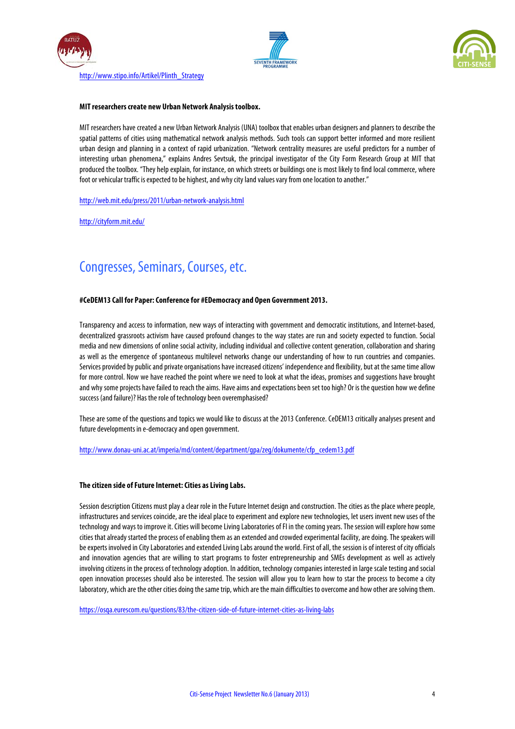http://www.stipo.info/Artikel/Plinth_Strategy

**MIT researchers create new Urban Network Analysis toolbox.**

MIT researchers have created a new Urban Network Analysis (UNA) toolbox that enables urban designers and planners to describe the spatial patterns of cities using mathematical network analysis methods. Such tools can support better informed and more resilient urban design and planning in a context of rapid urbanization. "Network centrality measures are useful predictors for a number of interesting urban phenomena," explains Andres Sevtsuk, the principal investigator of the City Form Research Group at MIT that produced the toolbox. "They help explain, for instance, on which streets or buildings one is most likely to find local commerce, where foot or vehicular traffic is expected to be highest, and why city land values vary from one location to another."

http://web.mit.edu/press/2011/urban-network-analysis.html

http://cityform.mit.edu/

# Congresses, Seminars, Courses, etc.

**#CeDEM13 Call for Paper: Conference for #EDemocracy and Open Government 2013.**

Transparency and access to information, new ways of interacting with government and democratic institutions, and Internet-based, decentralized grassroots activism have caused profound changes to the way states are run and society expected to function. Social media and new dimensions of online social activity, including individual and collective content generation, collaboration and sharing as well as the emergence of spontaneous multilevel networks change our understanding of how to run countries and companies. Services provided by public and private organisations have increased citizens' independence and flexibility, but at the same time allow for more control. Now we have reached the point where we need to look at what the ideas, promises and suggestions have brought and why some projects have failed to reach the aims. Have aims and expectations been set too high? Or is the question how we define success (and failure)? Has the role of technology been overemphasised?

These are some of the questions and topics we would like to discuss at the 2013 Conference. CeDEM13 critically analyses present and future developments in e-democracy and open government.

http://www.donau-uni.ac.at/imperia/md/content/department/gpa/zeg/dokumente/cfp_cedem13.pdf

**The citizen side of Future Internet: Cities as Living Labs.**

Session description Citizens must play a clear role in the Future Internet design and construction. The cities as the place where people, infrastructures and services coincide, are the ideal place to experiment and explore new technologies, let users invent new uses of the technology and ways to improve it. Cities will become Living Laboratories of FI in the coming years. The session will explore how some cities that already started the process of enabling them as an extended and crowded experimental facility, are doing. The speakers will be experts involved in City Laboratories and extended Living Labs around the world. First of all, the session is of interest of city officials and innovation agencies that are willing to start programs to foster entrepreneurship and SMEs development as well as actively involving citizens in the process of technology adoption. In addition, technology companies interested in large scale testing and social open innovation processes should also be interested. The session will allow you to learn how to star the process to become a city laboratory, which are the other cities doing the same trip, which are the main difficulties to overcome and how other are solving them.

https://osqa.eurescom.eu/questions/83/the-citizen-side-of-future-internet-cities-as-living-labs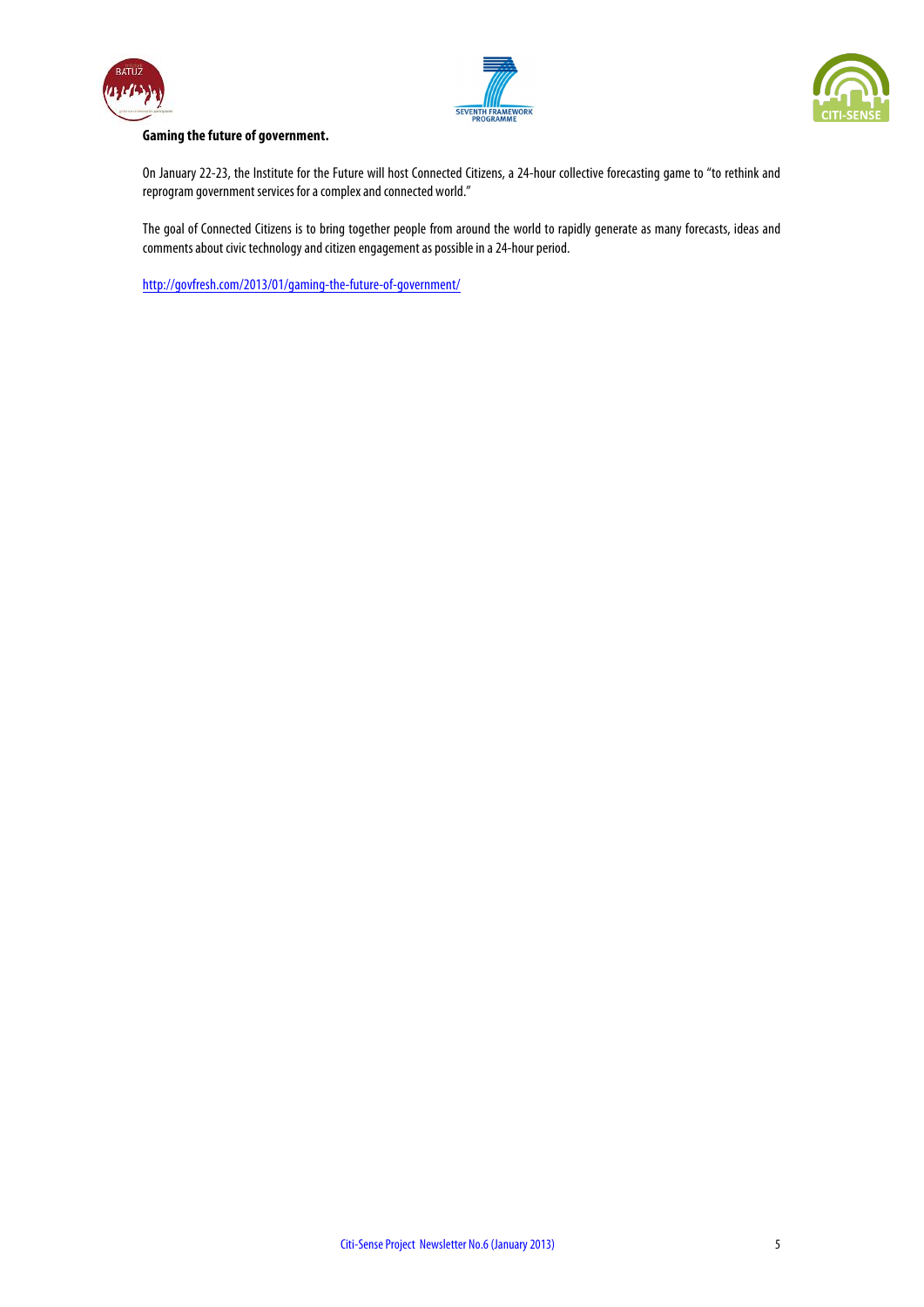**Gaming the future of government.**

On January 22-23, the Institute for the Future will host Connected Citizens, a 24-hour collective forecasting game to "to rethink and reprogram government services for a complex and connected world."

The goal of Connected Citizens is to bring together people from around the world to rapidly generate as many forecasts, ideas and comments about civic technology and citizen engagement as possible in a 24-hour period.

http://govfresh.com/2013/01/gaming-the-future-of-government/